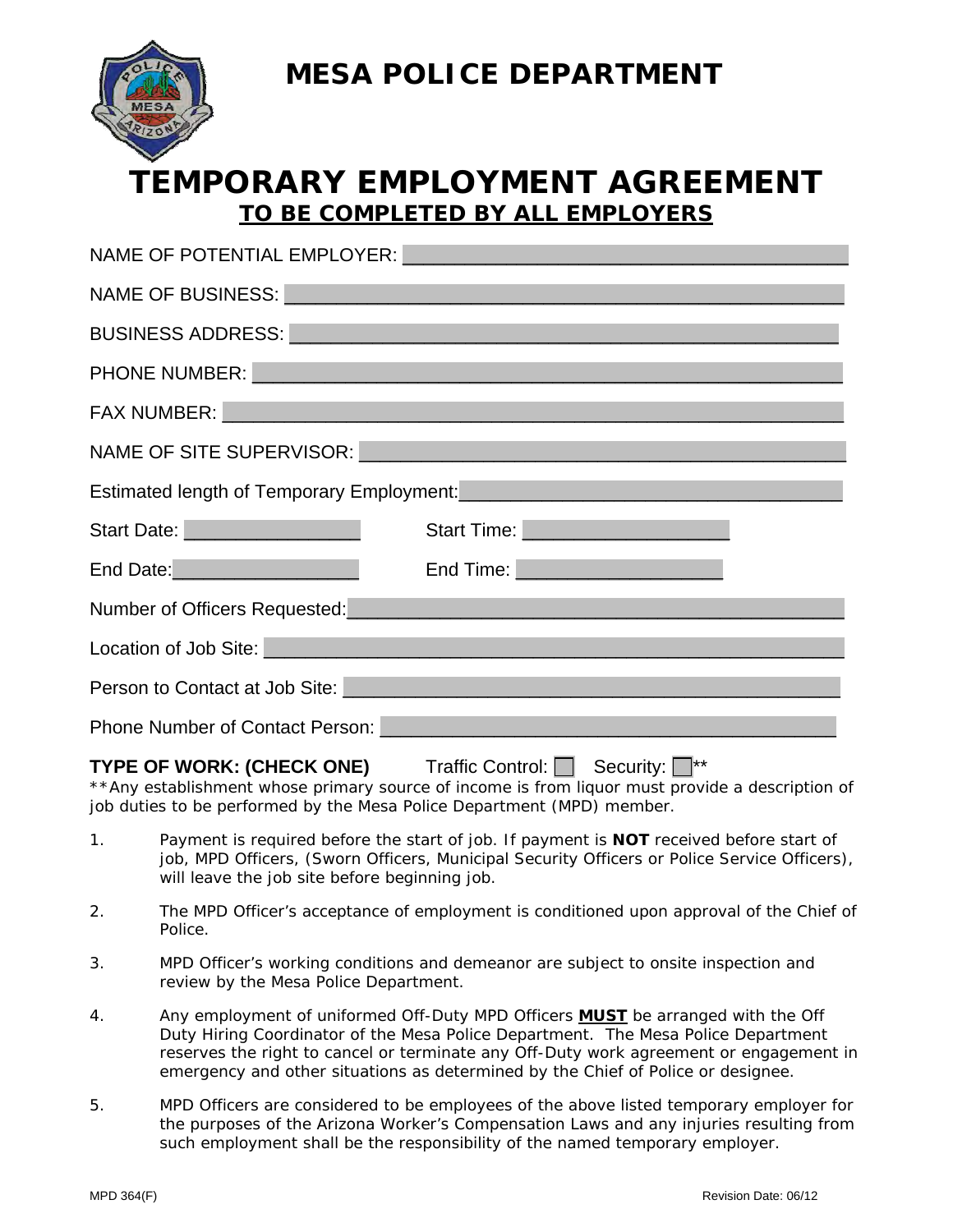# MESA POLICE DEPARTMENT

# TEMPORARY EMPLOYMENT AGREEMENT

## TO BE COMPLETED BY ALL EMPLOYERS

NAME OF POTENTIAL EMPLOYER: ______________________________________

NAME OF BUSINESS: ______________________________________

BUSINESS ADDRESS: ______________________________________

PHONE NUMBER: ______________________________________

FAX NUMBER: ______________________________________

NAME OF SITE SUPERVISOR: ______________________________________

Estimated length of Temporary Employment: ______________________________________

Start Date: ________________ Start Time: ________________

End Date: ________________ End Time: ________________

Number of Officers Requested: ______________________________________

Location of Job Site: ______________________________________

Person to Contact at Job Site: ______________________________________

Phone Number of Contact Person: ______________________________________

**TYPE OF WORK: (CHECK ONE)** Traffic Control: ☐ Security: ☐**

**Any establishment whose primary source of income is from liquor must provide a description of job duties to be performed by the Mesa Police Department (MPD) member.

1. Payment is required before the start of job. If payment is **NOT** received before start of job, MPD Officers, (Sworn Officers, Municipal Security Officers or Police Service Officers), will leave the job site before beginning job.

2. The MPD Officer's acceptance of employment is conditioned upon approval of the Chief of Police.

3. MPD Officer's working conditions and demeanor are subject to onsite inspection and review by the Mesa Police Department.

4. Any employment of uniformed Off-Duty MPD Officers **MUST** be arranged with the Off Duty Hiring Coordinator of the Mesa Police Department. The Mesa Police Department reserves the right to cancel or terminate any Off-Duty work agreement or engagement in emergency and other situations as determined by the Chief of Police or designee.

5. MPD Officers are considered to be employees of the above listed temporary employer for the purposes of the Arizona Worker's Compensation Laws and any injuries resulting from such employment shall be the responsibility of the named temporary employer.

MPD 364(F) Revision Date: 06/12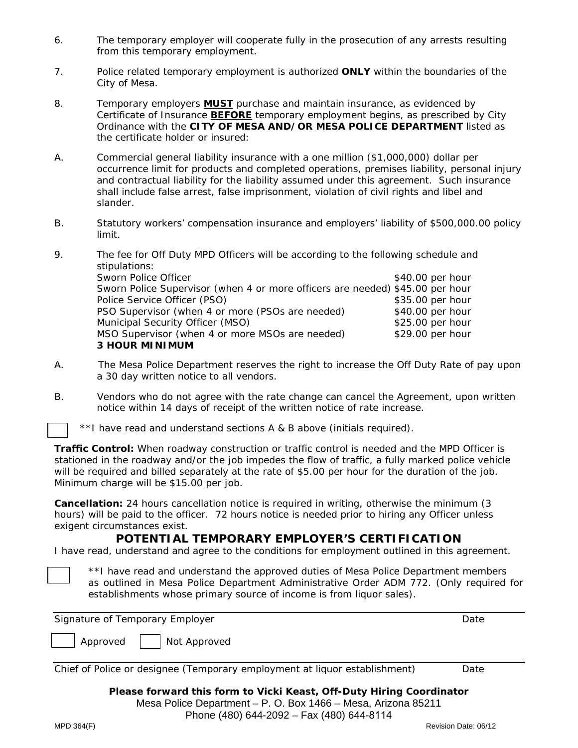6. The temporary employer will cooperate fully in the prosecution of any arrests resulting from this temporary employment.

7. Police related temporary employment is authorized **ONLY** within the boundaries of the City of Mesa.

8. Temporary employers **MUST** purchase and maintain insurance, as evidenced by Certificate of Insurance **BEFORE** temporary employment begins, as prescribed by City Ordinance with the **CITY OF MESA AND/OR MESA POLICE DEPARTMENT** listed as the certificate holder or insured:

A. Commercial general liability insurance with a one million ($1,000,000) dollar per occurrence limit for products and completed operations, premises liability, personal injury and contractual liability for the liability assumed under this agreement. Such insurance shall include false arrest, false imprisonment, violation of civil rights and libel and slander.

B. Statutory workers' compensation insurance and employers' liability of $500,000.00 policy limit.

9. The fee for Off Duty MPD Officers will be according to the following schedule and stipulations:

| | |
|---|---|
| Sworn Police Officer | $40.00 per hour |
| Sworn Police Supervisor (when 4 or more officers are needed) | $45.00 per hour |
| Police Service Officer (PSO) | $35.00 per hour |
| PSO Supervisor (when 4 or more (PSOs are needed) | $40.00 per hour |
| Municipal Security Officer (MSO) | $25.00 per hour |
| MSO Supervisor (when 4 or more MSOs are needed) | $29.00 per hour |

**3 HOUR MINIMUM**

A. The Mesa Police Department reserves the right to increase the Off Duty Rate of pay upon a 30 day written notice to all vendors.

B. Vendors who do not agree with the rate change can cancel the Agreement, upon written notice within 14 days of receipt of the written notice of rate increase.

☐ **I have read and understand sections A & B above (initials required).

**Traffic Control:** When roadway construction or traffic control is needed and the MPD Officer is stationed in the roadway and/or the job impedes the flow of traffic, a fully marked police vehicle will be required and billed separately at the rate of $5.00 per hour for the duration of the job. Minimum charge will be $15.00 per job.

**Cancellation:** 24 hours cancellation notice is required in writing, otherwise the minimum (3 hours) will be paid to the officer. 72 hours notice is needed prior to hiring any Officer unless exigent circumstances exist.

## POTENTIAL TEMPORARY EMPLOYER'S CERTIFICATION

I have read, understand and agree to the conditions for employment outlined in this agreement.

☐ **I have read and understand the approved duties of Mesa Police Department members as outlined in Mesa Police Department Administrative Order ADM 772. (Only required for establishments whose primary source of income is from liquor sales).

Signature of Temporary Employer    Date

☐ Approved ☐ Not Approved

Chief of Police or designee (Temporary employment at liquor establishment)    Date

**Please forward this form to Vicki Keast, Off-Duty Hiring Coordinator**
Mesa Police Department – P. O. Box 1466 – Mesa, Arizona 85211
Phone (480) 644-2092 – Fax (480) 644-8114

MPD 364(F)    Revision Date: 06/12